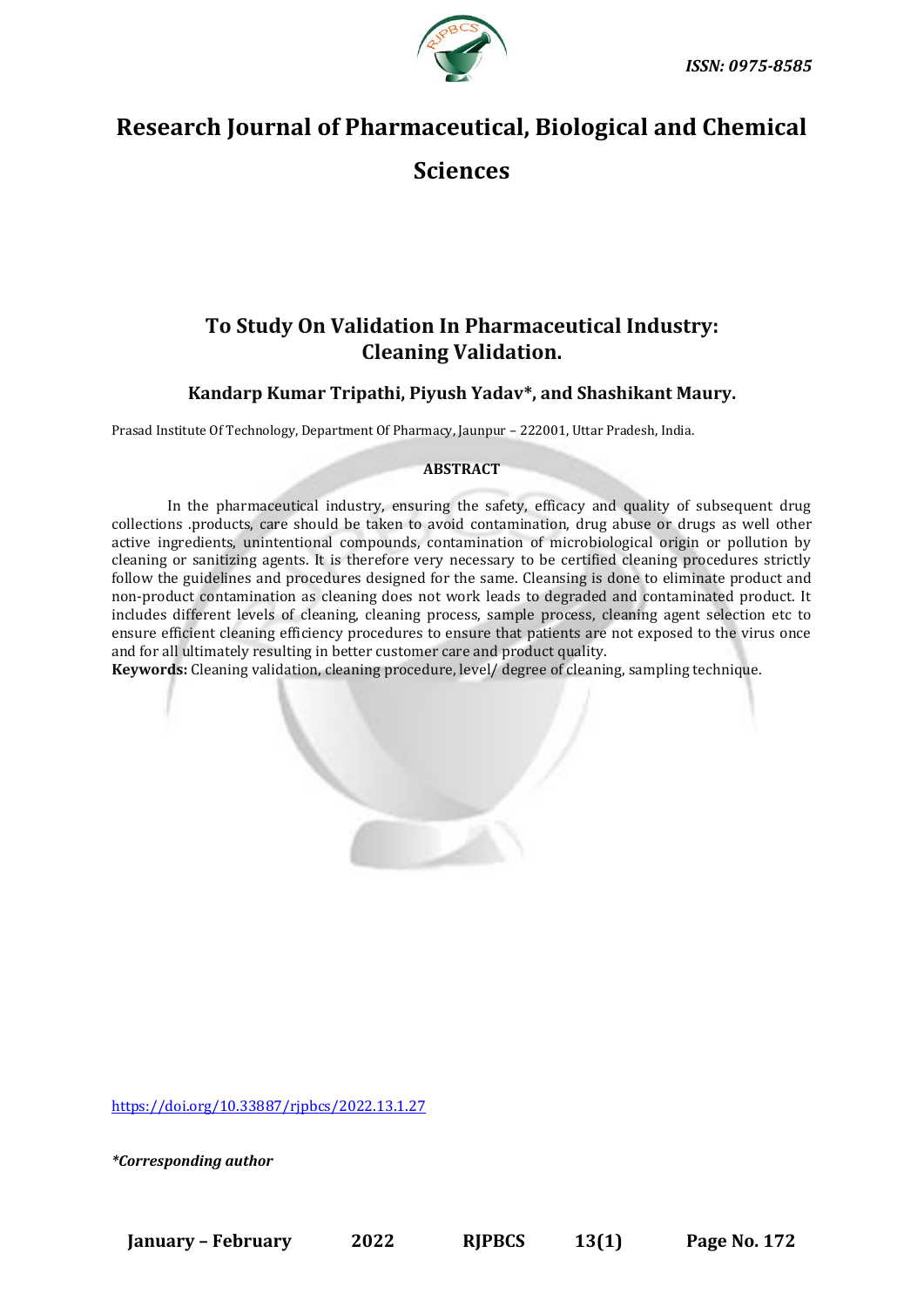ISSN: 0975-8585

# Research Journal of Pharmaceutical, Biological and Chemical Sciences

## To Study On Validation In Pharmaceutical Industry: Cleaning Validation.

**Kandarp Kumar Tripathi, Piyush Yadav\*, and Shashikant Maury.**

Prasad Institute Of Technology, Department Of Pharmacy, Jaunpur – 222001, Uttar Pradesh, India.

**ABSTRACT**

In the pharmaceutical industry, ensuring the safety, efficacy and quality of subsequent drug collections .products, care should be taken to avoid contamination, drug abuse or drugs as well other active ingredients, unintentional compounds, contamination of microbiological origin or pollution by cleaning or sanitizing agents. It is therefore very necessary to be certified cleaning procedures strictly follow the guidelines and procedures designed for the same. Cleansing is done to eliminate product and non-product contamination as cleaning does not work leads to degraded and contaminated product. It includes different levels of cleaning, cleaning process, sample process, cleaning agent selection etc to ensure efficient cleaning efficiency procedures to ensure that patients are not exposed to the virus once and for all ultimately resulting in better customer care and product quality.

**Keywords:** Cleaning validation, cleaning procedure, level/ degree of cleaning, sampling technique.

https://doi.org/10.33887/rjpbcs/2022.13.1.27

*\*Corresponding author*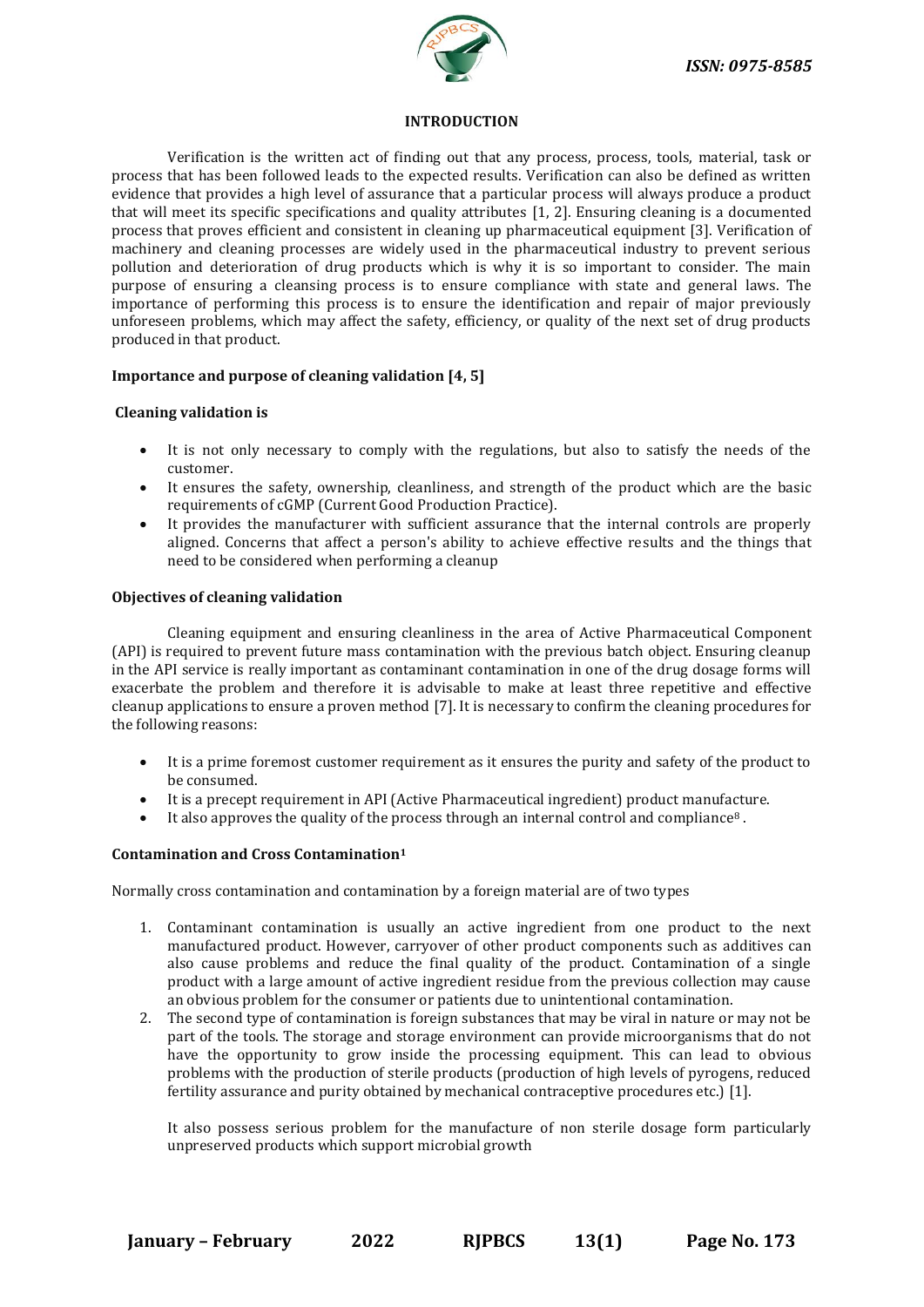## INTRODUCTION

Verification is the written act of finding out that any process, process, tools, material, task or process that has been followed leads to the expected results. Verification can also be defined as written evidence that provides a high level of assurance that a particular process will always produce a product that will meet its specific specifications and quality attributes [1, 2]. Ensuring cleaning is a documented process that proves efficient and consistent in cleaning up pharmaceutical equipment [3]. Verification of machinery and cleaning processes are widely used in the pharmaceutical industry to prevent serious pollution and deterioration of drug products which is why it is so important to consider. The main purpose of ensuring a cleansing process is to ensure compliance with state and general laws. The importance of performing this process is to ensure the identification and repair of major previously unforeseen problems, which may affect the safety, efficiency, or quality of the next set of drug products produced in that product.

### Importance and purpose of cleaning validation [4, 5]

**Cleaning validation is**

- It is not only necessary to comply with the regulations, but also to satisfy the needs of the customer.
- It ensures the safety, ownership, cleanliness, and strength of the product which are the basic requirements of cGMP (Current Good Production Practice).
- It provides the manufacturer with sufficient assurance that the internal controls are properly aligned. Concerns that affect a person's ability to achieve effective results and the things that need to be considered when performing a cleanup

### Objectives of cleaning validation

Cleaning equipment and ensuring cleanliness in the area of Active Pharmaceutical Component (API) is required to prevent future mass contamination with the previous batch object. Ensuring cleanup in the API service is really important as contaminant contamination in one of the drug dosage forms will exacerbate the problem and therefore it is advisable to make at least three repetitive and effective cleanup applications to ensure a proven method [7]. It is necessary to confirm the cleaning procedures for the following reasons:

- It is a prime foremost customer requirement as it ensures the purity and safety of the product to be consumed.
- It is a precept requirement in API (Active Pharmaceutical ingredient) product manufacture.
- It also approves the quality of the process through an internal control and compliance[8] .

### Contamination and Cross Contamination[1]

Normally cross contamination and contamination by a foreign material are of two types

1. Contaminant contamination is usually an active ingredient from one product to the next manufactured product. However, carryover of other product components such as additives can also cause problems and reduce the final quality of the product. Contamination of a single product with a large amount of active ingredient residue from the previous collection may cause an obvious problem for the consumer or patients due to unintentional contamination.
2. The second type of contamination is foreign substances that may be viral in nature or may not be part of the tools. The storage and storage environment can provide microorganisms that do not have the opportunity to grow inside the processing equipment. This can lead to obvious problems with the production of sterile products (production of high levels of pyrogens, reduced fertility assurance and purity obtained by mechanical contraceptive procedures etc.) [1].

   It also possess serious problem for the manufacture of non sterile dosage form particularly unpreserved products which support microbial growth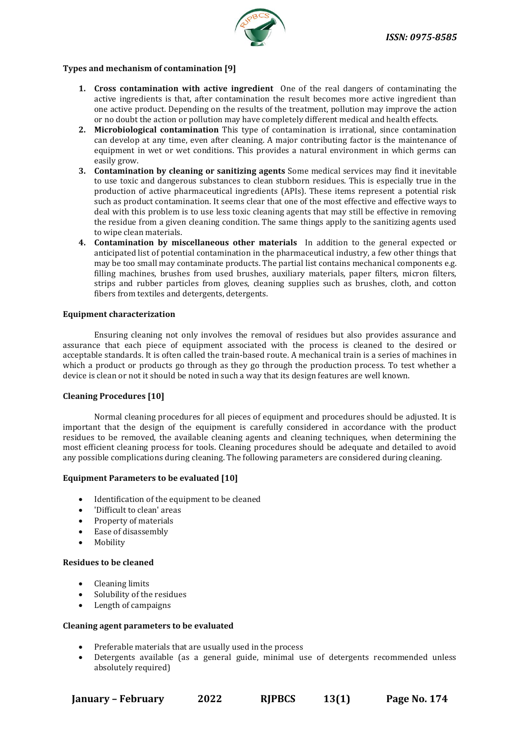**Types and mechanism of contamination [9]**

1. **Cross contamination with active ingredient** One of the real dangers of contaminating the active ingredients is that, after contamination the result becomes more active ingredient than one active product. Depending on the results of the treatment, pollution may improve the action or no doubt the action or pollution may have completely different medical and health effects.
2. **Microbiological contamination** This type of contamination is irrational, since contamination can develop at any time, even after cleaning. A major contributing factor is the maintenance of equipment in wet or wet conditions. This provides a natural environment in which germs can easily grow.
3. **Contamination by cleaning or sanitizing agents** Some medical services may find it inevitable to use toxic and dangerous substances to clean stubborn residues. This is especially true in the production of active pharmaceutical ingredients (APIs). These items represent a potential risk such as product contamination. It seems clear that one of the most effective and effective ways to deal with this problem is to use less toxic cleaning agents that may still be effective in removing the residue from a given cleaning condition. The same things apply to the sanitizing agents used to wipe clean materials.
4. **Contamination by miscellaneous other materials** In addition to the general expected or anticipated list of potential contamination in the pharmaceutical industry, a few other things that may be too small may contaminate products. The partial list contains mechanical components e.g. filling machines, brushes from used brushes, auxiliary materials, paper filters, micron filters, strips and rubber particles from gloves, cleaning supplies such as brushes, cloth, and cotton fibers from textiles and detergents, detergents.

**Equipment characterization**

Ensuring cleaning not only involves the removal of residues but also provides assurance and assurance that each piece of equipment associated with the process is cleaned to the desired or acceptable standards. It is often called the train-based route. A mechanical train is a series of machines in which a product or products go through as they go through the production process. To test whether a device is clean or not it should be noted in such a way that its design features are well known.

**Cleaning Procedures [10]**

Normal cleaning procedures for all pieces of equipment and procedures should be adjusted. It is important that the design of the equipment is carefully considered in accordance with the product residues to be removed, the available cleaning agents and cleaning techniques, when determining the most efficient cleaning process for tools. Cleaning procedures should be adequate and detailed to avoid any possible complications during cleaning. The following parameters are considered during cleaning.

**Equipment Parameters to be evaluated [10]**

- Identification of the equipment to be cleaned
- 'Difficult to clean' areas
- Property of materials
- Ease of disassembly
- Mobility

**Residues to be cleaned**

- Cleaning limits
- Solubility of the residues
- Length of campaigns

**Cleaning agent parameters to be evaluated**

- Preferable materials that are usually used in the process
- Detergents available (as a general guide, minimal use of detergents recommended unless absolutely required)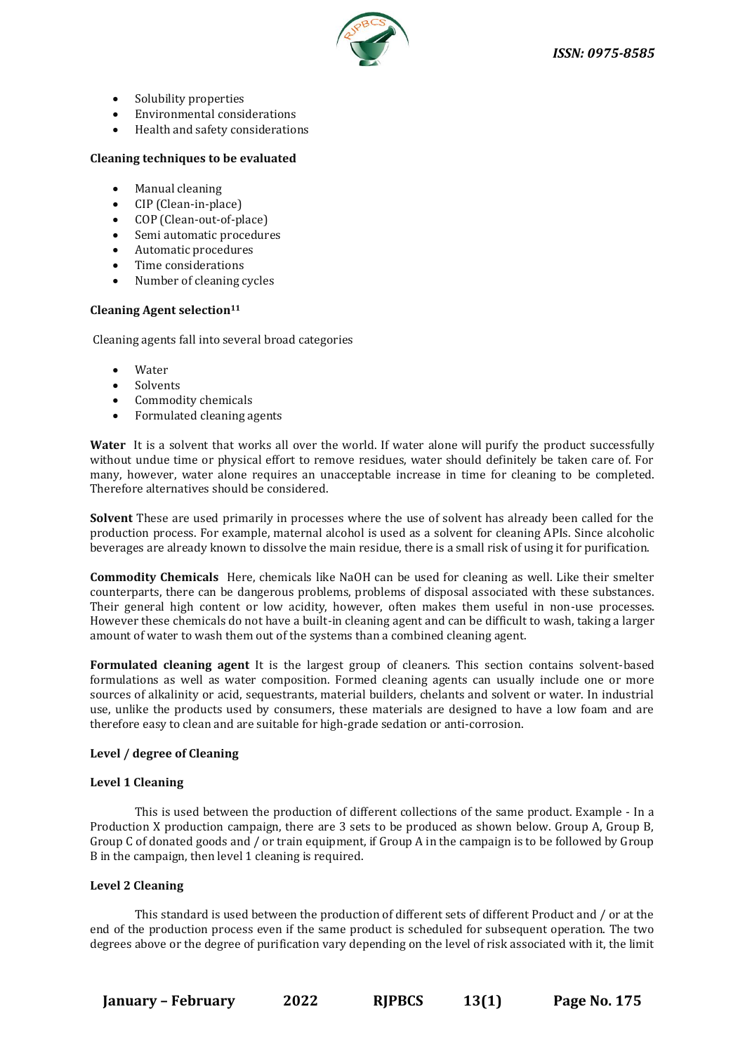- Solubility properties
- Environmental considerations
- Health and safety considerations

**Cleaning techniques to be evaluated**

- Manual cleaning
- CIP (Clean-in-place)
- COP (Clean-out-of-place)
- Semi automatic procedures
- Automatic procedures
- Time considerations
- Number of cleaning cycles

**Cleaning Agent selection[11]**

Cleaning agents fall into several broad categories

- Water
- Solvents
- Commodity chemicals
- Formulated cleaning agents

**Water** It is a solvent that works all over the world. If water alone will purify the product successfully without undue time or physical effort to remove residues, water should definitely be taken care of. For many, however, water alone requires an unacceptable increase in time for cleaning to be completed. Therefore alternatives should be considered.

**Solvent** These are used primarily in processes where the use of solvent has already been called for the production process. For example, maternal alcohol is used as a solvent for cleaning APIs. Since alcoholic beverages are already known to dissolve the main residue, there is a small risk of using it for purification.

**Commodity Chemicals** Here, chemicals like NaOH can be used for cleaning as well. Like their smelter counterparts, there can be dangerous problems, problems of disposal associated with these substances. Their general high content or low acidity, however, often makes them useful in non-use processes. However these chemicals do not have a built-in cleaning agent and can be difficult to wash, taking a larger amount of water to wash them out of the systems than a combined cleaning agent.

**Formulated cleaning agent** It is the largest group of cleaners. This section contains solvent-based formulations as well as water composition. Formed cleaning agents can usually include one or more sources of alkalinity or acid, sequestrants, material builders, chelants and solvent or water. In industrial use, unlike the products used by consumers, these materials are designed to have a low foam and are therefore easy to clean and are suitable for high-grade sedation or anti-corrosion.

**Level / degree of Cleaning**

**Level 1 Cleaning**

This is used between the production of different collections of the same product. Example - In a Production X production campaign, there are 3 sets to be produced as shown below. Group A, Group B, Group C of donated goods and / or train equipment, if Group A in the campaign is to be followed by Group B in the campaign, then level 1 cleaning is required.

**Level 2 Cleaning**

This standard is used between the production of different sets of different Product and / or at the end of the production process even if the same product is scheduled for subsequent operation. The two degrees above or the degree of purification vary depending on the level of risk associated with it, the limit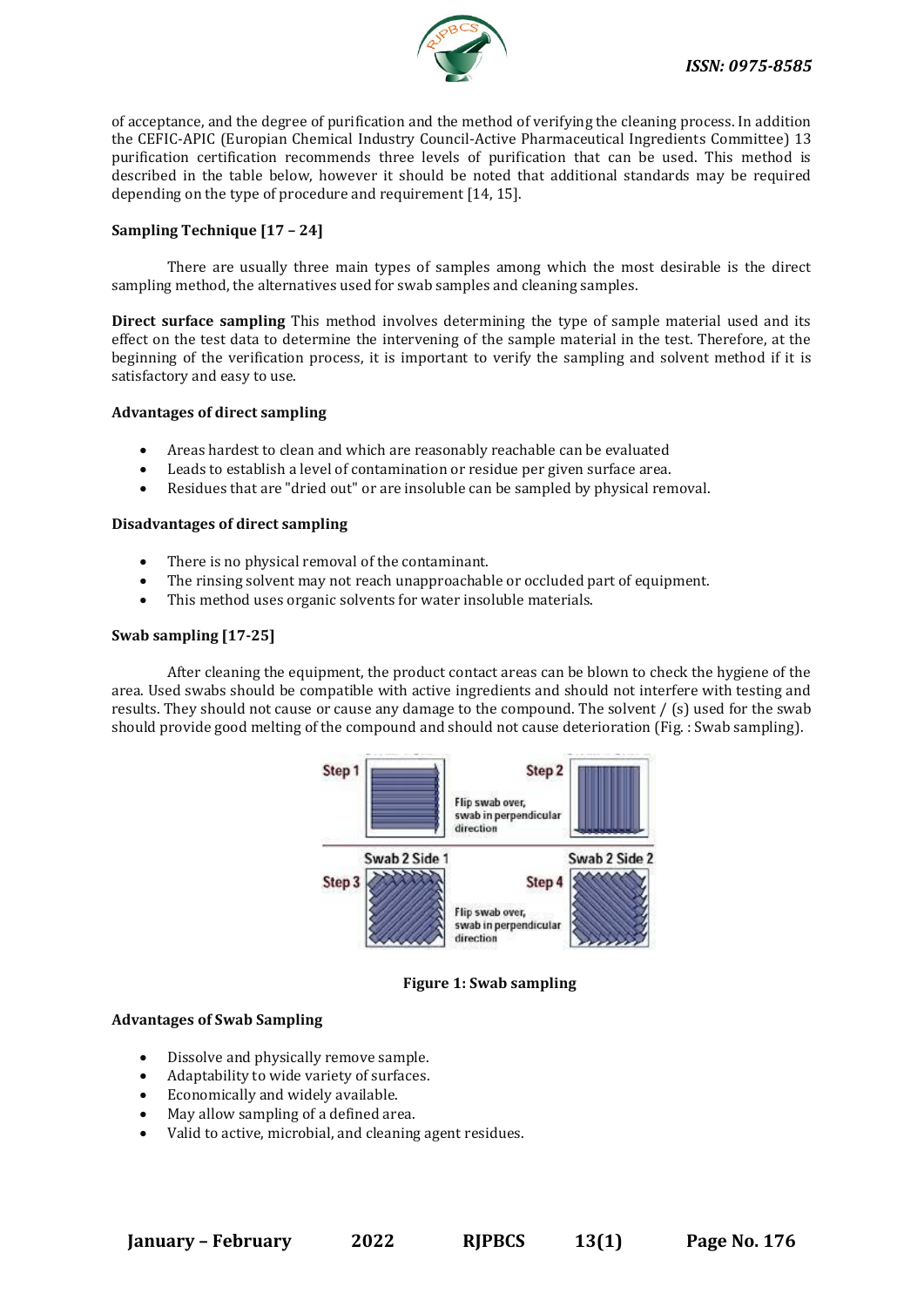of acceptance, and the degree of purification and the method of verifying the cleaning process. In addition the CEFIC-APIC (Europian Chemical Industry Council-Active Pharmaceutical Ingredients Committee) 13 purification certification recommends three levels of purification that can be used. This method is described in the table below, however it should be noted that additional standards may be required depending on the type of procedure and requirement [14, 15].

### Sampling Technique [17 – 24]

There are usually three main types of samples among which the most desirable is the direct sampling method, the alternatives used for swab samples and cleaning samples.

**Direct surface sampling** This method involves determining the type of sample material used and its effect on the test data to determine the intervening of the sample material in the test. Therefore, at the beginning of the verification process, it is important to verify the sampling and solvent method if it is satisfactory and easy to use.

#### Advantages of direct sampling

- Areas hardest to clean and which are reasonably reachable can be evaluated
- Leads to establish a level of contamination or residue per given surface area.
- Residues that are "dried out" or are insoluble can be sampled by physical removal.

#### Disadvantages of direct sampling

- There is no physical removal of the contaminant.
- The rinsing solvent may not reach unapproachable or occluded part of equipment.
- This method uses organic solvents for water insoluble materials.

### Swab sampling [17-25]

After cleaning the equipment, the product contact areas can be blown to check the hygiene of the area. Used swabs should be compatible with active ingredients and should not interfere with testing and results. They should not cause or cause any damage to the compound. The solvent / (s) used for the swab should provide good melting of the compound and should not cause deterioration (Fig. : Swab sampling).

Step 1 — Step 2: Flip swab over, swab in perpendicular direction

Swab 2 Side 1 — Swab 2 Side 2

Step 3 — Step 4: Flip swab over, swab in perpendicular direction

**Figure 1: Swab sampling**

#### Advantages of Swab Sampling

- Dissolve and physically remove sample.
- Adaptability to wide variety of surfaces.
- Economically and widely available.
- May allow sampling of a defined area.
- Valid to active, microbial, and cleaning agent residues.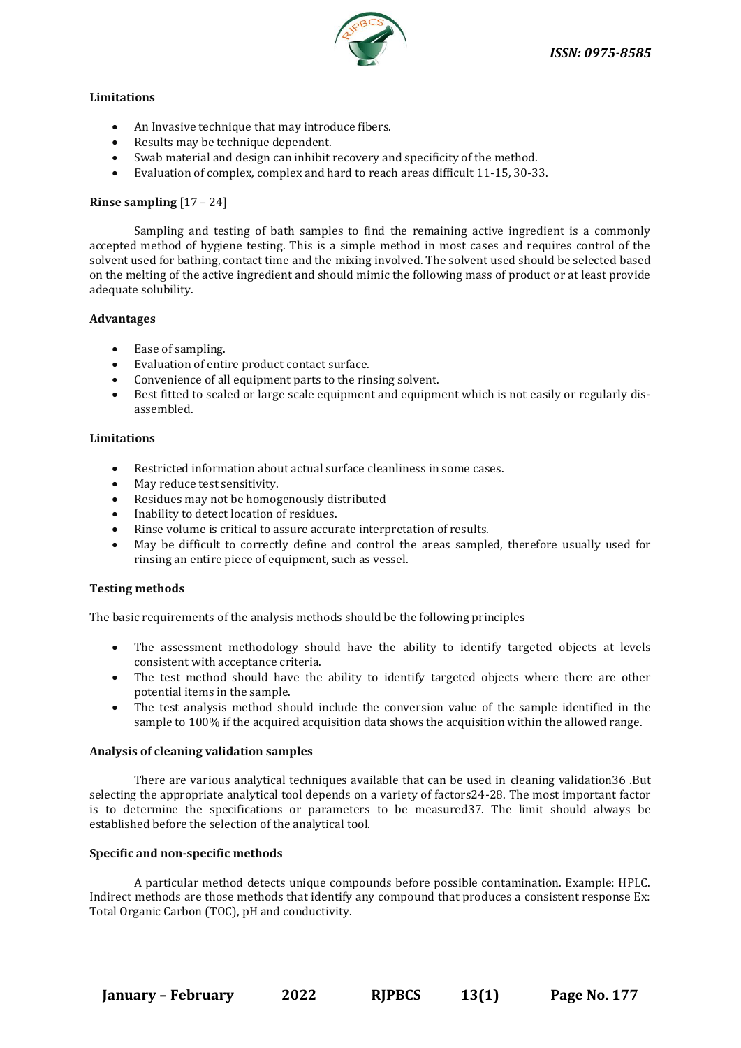**Limitations**

- An Invasive technique that may introduce fibers.
- Results may be technique dependent.
- Swab material and design can inhibit recovery and specificity of the method.
- Evaluation of complex, complex and hard to reach areas difficult 11-15, 30-33.

**Rinse sampling** [17 – 24]

Sampling and testing of bath samples to find the remaining active ingredient is a commonly accepted method of hygiene testing. This is a simple method in most cases and requires control of the solvent used for bathing, contact time and the mixing involved. The solvent used should be selected based on the melting of the active ingredient and should mimic the following mass of product or at least provide adequate solubility.

**Advantages**

- Ease of sampling.
- Evaluation of entire product contact surface.
- Convenience of all equipment parts to the rinsing solvent.
- Best fitted to sealed or large scale equipment and equipment which is not easily or regularly dis-assembled.

**Limitations**

- Restricted information about actual surface cleanliness in some cases.
- May reduce test sensitivity.
- Residues may not be homogenously distributed
- Inability to detect location of residues.
- Rinse volume is critical to assure accurate interpretation of results.
- May be difficult to correctly define and control the areas sampled, therefore usually used for rinsing an entire piece of equipment, such as vessel.

**Testing methods**

The basic requirements of the analysis methods should be the following principles

- The assessment methodology should have the ability to identify targeted objects at levels consistent with acceptance criteria.
- The test method should have the ability to identify targeted objects where there are other potential items in the sample.
- The test analysis method should include the conversion value of the sample identified in the sample to 100% if the acquired acquisition data shows the acquisition within the allowed range.

**Analysis of cleaning validation samples**

There are various analytical techniques available that can be used in cleaning validation36 .But selecting the appropriate analytical tool depends on a variety of factors24-28. The most important factor is to determine the specifications or parameters to be measured37. The limit should always be established before the selection of the analytical tool.

**Specific and non-specific methods**

A particular method detects unique compounds before possible contamination. Example: HPLC. Indirect methods are those methods that identify any compound that produces a consistent response Ex: Total Organic Carbon (TOC), pH and conductivity.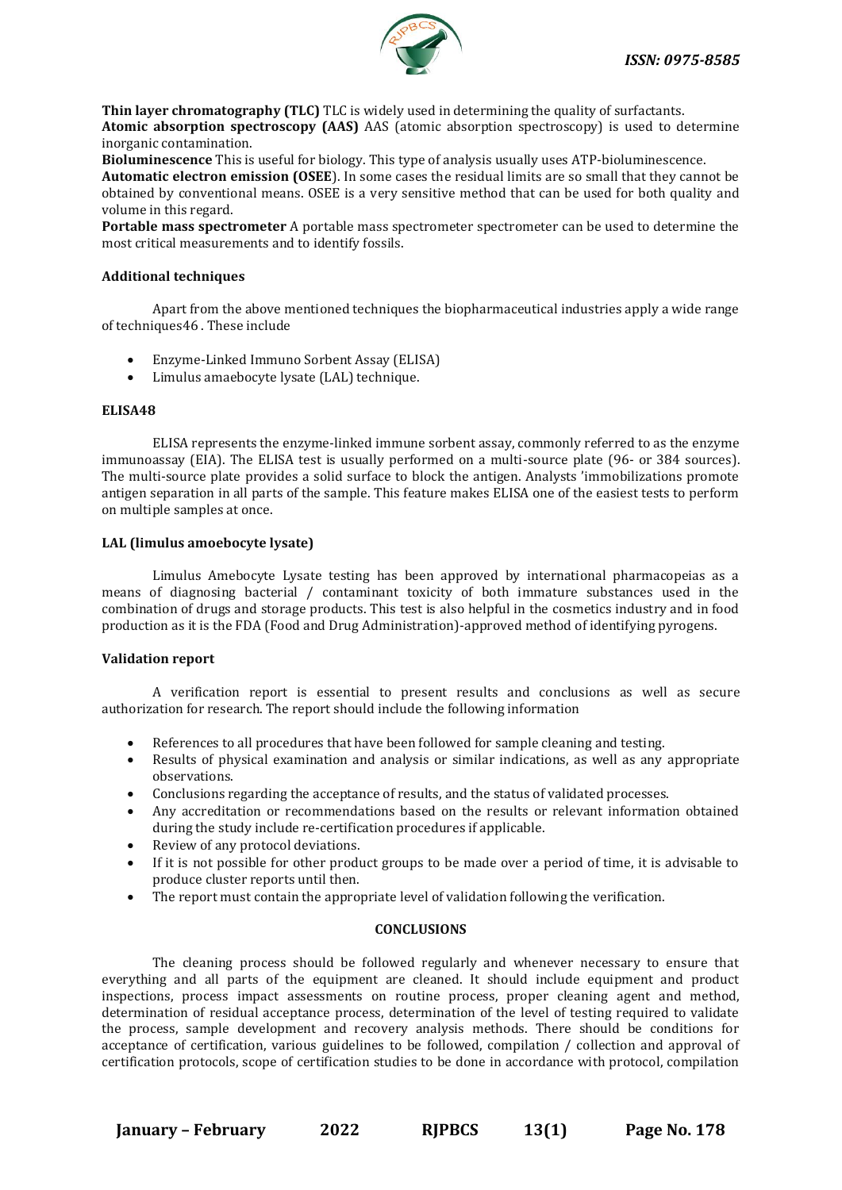**Thin layer chromatography (TLC)** TLC is widely used in determining the quality of surfactants.
**Atomic absorption spectroscopy (AAS)** AAS (atomic absorption spectroscopy) is used to determine inorganic contamination.
**Bioluminescence** This is useful for biology. This type of analysis usually uses ATP-bioluminescence.
**Automatic electron emission (OSEE**). In some cases the residual limits are so small that they cannot be obtained by conventional means. OSEE is a very sensitive method that can be used for both quality and volume in this regard.
**Portable mass spectrometer** A portable mass spectrometer spectrometer can be used to determine the most critical measurements and to identify fossils.

**Additional techniques**

Apart from the above mentioned techniques the biopharmaceutical industries apply a wide range of techniques46 . These include

- Enzyme-Linked Immuno Sorbent Assay (ELISA)
- Limulus amaebocyte lysate (LAL) technique.

**ELISA48**

ELISA represents the enzyme-linked immune sorbent assay, commonly referred to as the enzyme immunoassay (EIA). The ELISA test is usually performed on a multi-source plate (96- or 384 sources). The multi-source plate provides a solid surface to block the antigen. Analysts 'immobilizations promote antigen separation in all parts of the sample. This feature makes ELISA one of the easiest tests to perform on multiple samples at once.

**LAL (limulus amoebocyte lysate)**

Limulus Amebocyte Lysate testing has been approved by international pharmacopeias as a means of diagnosing bacterial / contaminant toxicity of both immature substances used in the combination of drugs and storage products. This test is also helpful in the cosmetics industry and in food production as it is the FDA (Food and Drug Administration)-approved method of identifying pyrogens.

**Validation report**

A verification report is essential to present results and conclusions as well as secure authorization for research. The report should include the following information

- References to all procedures that have been followed for sample cleaning and testing.
- Results of physical examination and analysis or similar indications, as well as any appropriate observations.
- Conclusions regarding the acceptance of results, and the status of validated processes.
- Any accreditation or recommendations based on the results or relevant information obtained during the study include re-certification procedures if applicable.
- Review of any protocol deviations.
- If it is not possible for other product groups to be made over a period of time, it is advisable to produce cluster reports until then.
- The report must contain the appropriate level of validation following the verification.

## CONCLUSIONS

The cleaning process should be followed regularly and whenever necessary to ensure that everything and all parts of the equipment are cleaned. It should include equipment and product inspections, process impact assessments on routine process, proper cleaning agent and method, determination of residual acceptance process, determination of the level of testing required to validate the process, sample development and recovery analysis methods. There should be conditions for acceptance of certification, various guidelines to be followed, compilation / collection and approval of certification protocols, scope of certification studies to be done in accordance with protocol, compilation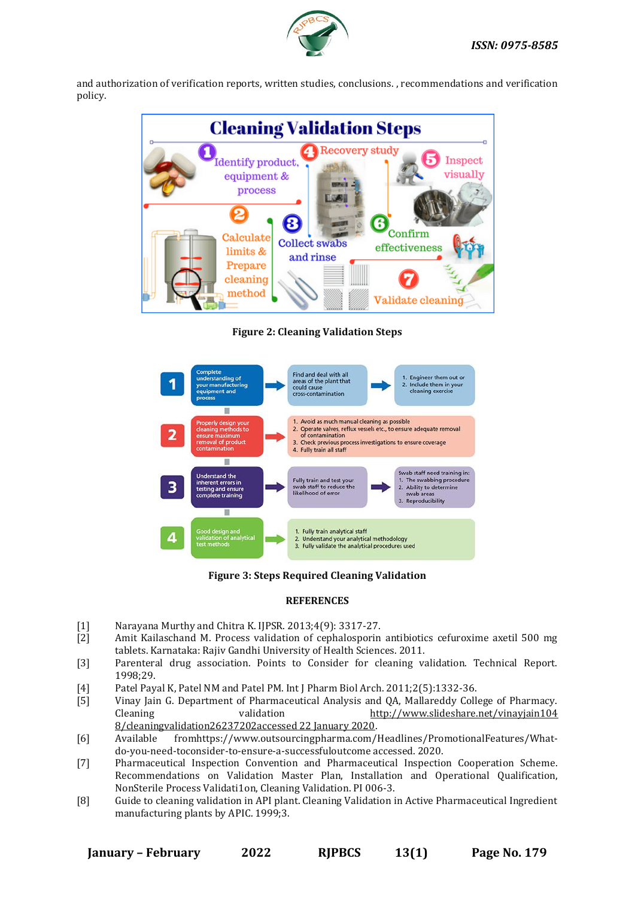and authorization of verification reports, written studies, conclusions. , recommendations and verification policy.

**Figure 2: Cleaning Validation Steps**

**Figure 3: Steps Required Cleaning Validation**

**REFERENCES**

[1] Narayana Murthy and Chitra K. IJPSR. 2013;4(9): 3317-27.

[2] Amit Kailaschand M. Process validation of cephalosporin antibiotics cefuroxime axetil 500 mg tablets. Karnataka: Rajiv Gandhi University of Health Sciences. 2011.

[3] Parenteral drug association. Points to Consider for cleaning validation. Technical Report. 1998;29.

[4] Patel Payal K, Patel NM and Patel PM. Int J Pharm Biol Arch. 2011;2(5):1332-36.

[5] Vinay Jain G. Department of Pharmaceutical Analysis and QA, Mallareddy College of Pharmacy. Cleaning validation http://www.slideshare.net/vinayjain1048/cleaningvalidation26237202accessed 22 January 2020.

[6] Available fromhttps://www.outsourcingpharma.com/Headlines/PromotionalFeatures/What-do-you-need-toconsider-to-ensure-a-successfuloutcome accessed. 2020.

[7] Pharmaceutical Inspection Convention and Pharmaceutical Inspection Cooperation Scheme. Recommendations on Validation Master Plan, Installation and Operational Qualification, NonSterile Process Validati1on, Cleaning Validation. PI 006-3.

[8] Guide to cleaning validation in API plant. Cleaning Validation in Active Pharmaceutical Ingredient manufacturing plants by APIC. 1999;3.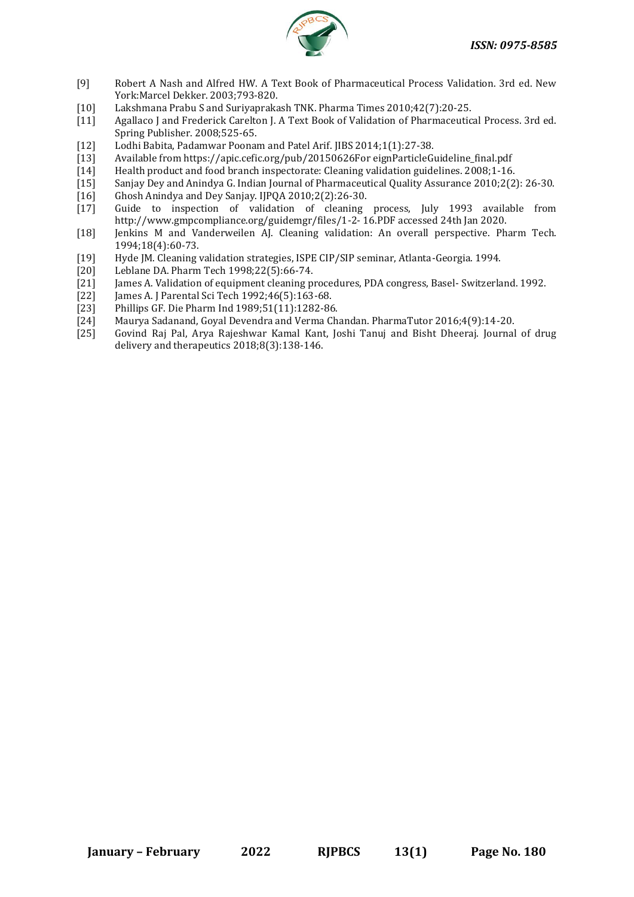[9] Robert A Nash and Alfred HW. A Text Book of Pharmaceutical Process Validation. 3rd ed. New York:Marcel Dekker. 2003;793-820.

[10] Lakshmana Prabu S and Suriyaprakash TNK. Pharma Times 2010;42(7):20-25.

[11] Agallaco J and Frederick Carelton J. A Text Book of Validation of Pharmaceutical Process. 3rd ed. Spring Publisher. 2008;525-65.

[12] Lodhi Babita, Padamwar Poonam and Patel Arif. JIBS 2014;1(1):27-38.

[13] Available from https://apic.cefic.org/pub/20150626For eignParticleGuideline_final.pdf

[14] Health product and food branch inspectorate: Cleaning validation guidelines. 2008;1-16.

[15] Sanjay Dey and Anindya G. Indian Journal of Pharmaceutical Quality Assurance 2010;2(2): 26-30.

[16] Ghosh Anindya and Dey Sanjay. IJPQA 2010;2(2):26-30.

[17] Guide to inspection of validation of cleaning process, July 1993 available from http://www.gmpcompliance.org/guidemgr/files/1-2- 16.PDF accessed 24th Jan 2020.

[18] Jenkins M and Vanderweilen AJ. Cleaning validation: An overall perspective. Pharm Tech. 1994;18(4):60-73.

[19] Hyde JM. Cleaning validation strategies, ISPE CIP/SIP seminar, Atlanta-Georgia. 1994.

[20] Leblane DA. Pharm Tech 1998;22(5):66-74.

[21] James A. Validation of equipment cleaning procedures, PDA congress, Basel- Switzerland. 1992.

[22] James A. J Parental Sci Tech 1992;46(5):163-68.

[23] Phillips GF. Die Pharm Ind 1989;51(11):1282-86.

[24] Maurya Sadanand, Goyal Devendra and Verma Chandan. PharmaTutor 2016;4(9):14-20.

[25] Govind Raj Pal, Arya Rajeshwar Kamal Kant, Joshi Tanuj and Bisht Dheeraj. Journal of drug delivery and therapeutics 2018;8(3):138-146.